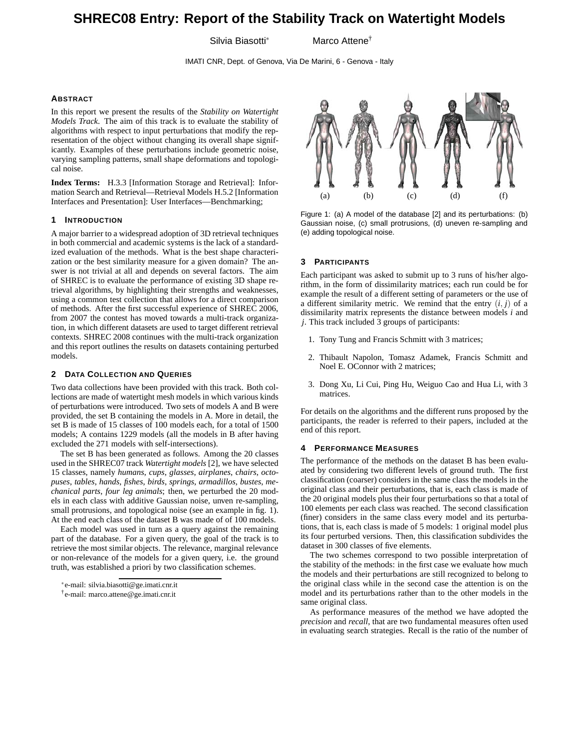# SHREC08 Entry: Report of the Stability Track on Watertight Models

Silvia Biasotti* Marco Attene†

IMATI CNR, Dept. of Genova, Via De Marini, 6 - Genova - Italy

### ABSTRACT

In this report we present the results of the *Stability on Watertight Models Track*. The aim of this track is to evaluate the stability of algorithms with respect to input perturbations that modify the representation of the object without changing its overall shape significantly. Examples of these perturbations include geometric noise, varying sampling patterns, small shape deformations and topological noise.

**Index Terms:** H.3.3 [Information Storage and Retrieval]: Information Search and Retrieval—Retrieval Models H.5.2 [Information Interfaces and Presentation]: User Interfaces—Benchmarking;

## 1 INTRODUCTION

A major barrier to a widespread adoption of 3D retrieval techniques in both commercial and academic systems is the lack of a standardized evaluation of the methods. What is the best shape characterization or the best similarity measure for a given domain? The answer is not trivial at all and depends on several factors. The aim of SHREC is to evaluate the performance of existing 3D shape retrieval algorithms, by highlighting their strengths and weaknesses, using a common test collection that allows for a direct comparison of methods. After the first successful experience of SHREC 2006, from 2007 the contest has moved towards a multi-track organization, in which different datasets are used to target different retrieval contexts. SHREC 2008 continues with the multi-track organization and this report outlines the results on datasets containing perturbed models.

## 2 DATA COLLECTION AND QUERIES

Two data collections have been provided with this track. Both collections are made of watertight mesh models in which various kinds of perturbations were introduced. Two sets of models A and B were provided, the set B containing the models in A. More in detail, the set B is made of 15 classes of 100 models each, for a total of 1500 models; A contains 1229 models (all the models in B after having excluded the 271 models with self-intersections).

The set B has been generated as follows. Among the 20 classes used in the SHREC07 track *Watertight models* [2], we have selected 15 classes, namely *humans*, *cups*, *glasses*, *airplanes*, *chairs*, *octopuses*, *tables*, *hands*, *fishes*, *birds*, *springs*, *armadillos*, *bustes*, *mechanical parts*, *four leg animals*; then, we perturbed the 20 models in each class with additive Gaussian noise, unven re-sampling, small protrusions, and topological noise (see an example in fig. 1). At the end each class of the dataset B was made of of 100 models.

Each model was used in turn as a query against the remaining part of the database. For a given query, the goal of the track is to retrieve the most similar objects. The relevance, marginal relevance or non-relevance of the models for a given query, i.e. the ground truth, was established a priori by two classification schemes.

*e-mail: silvia.biasotti@ge.imati.cnr.it
†e-mail: marco.attene@ge.imati.cnr.it

(a) (b) (c) (d) (f)

Figure 1: (a) A model of the database [2] and its perturbations: (b) Gaussian noise, (c) small protrusions, (d) uneven re-sampling and (e) adding topological noise.

## 3 PARTICIPANTS

Each participant was asked to submit up to 3 runs of his/her algorithm, in the form of dissimilarity matrices; each run could be for example the result of a different setting of parameters or the use of a different similarity metric. We remind that the entry $(i, j)$ of a dissimilarity matrix represents the distance between models $i$ and $j$. This track included 3 groups of participants:

1. Tony Tung and Francis Schmitt with 3 matrices;
2. Thibault Napolon, Tomasz Adamek, Francis Schmitt and Noel E. OConnor with 2 matrices;
3. Dong Xu, Li Cui, Ping Hu, Weiguo Cao and Hua Li, with 3 matrices.

For details on the algorithms and the different runs proposed by the participants, the reader is referred to their papers, included at the end of this report.

## 4 PERFORMANCE MEASURES

The performance of the methods on the dataset B has been evaluated by considering two different levels of ground truth. The first classification (coarser) considers in the same class the models in the original class and their perturbations, that is, each class is made of the 20 original models plus their four perturbations so that a total of 100 elements per each class was reached. The second classification (finer) considers in the same class every model and its perturbations, that is, each class is made of 5 models: 1 original model plus its four perturbed versions. Then, this classification subdivides the dataset in 300 classes of five elements.

The two schemes correspond to two possible interpretation of the stability of the methods: in the first case we evaluate how much the models and their perturbations are still recognized to belong to the original class while in the second case the attention is on the model and its perturbations rather than to the other models in the same original class.

As performance measures of the method we have adopted the *precision* and *recall*, that are two fundamental measures often used in evaluating search strategies. Recall is the ratio of the number of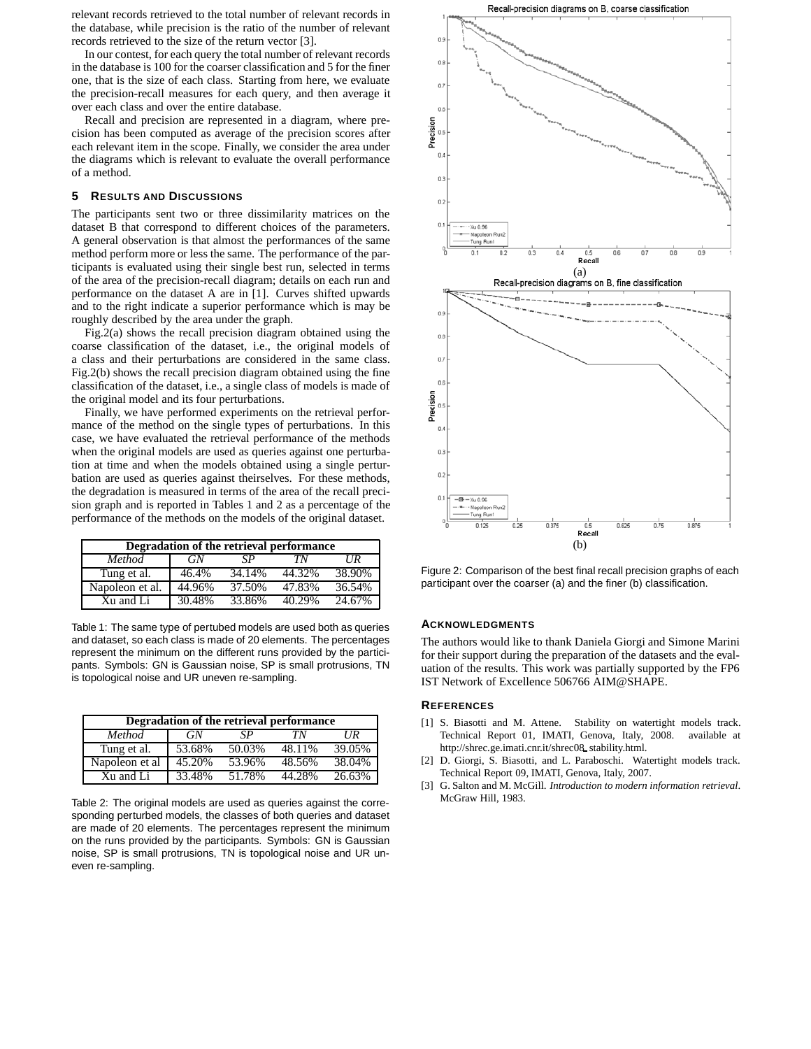relevant records retrieved to the total number of relevant records in the database, while precision is the ratio of the number of relevant records retrieved to the size of the return vector [3].

In our contest, for each query the total number of relevant records in the database is 100 for the coarser classification and 5 for the finer one, that is the size of each class. Starting from here, we evaluate the precision-recall measures for each query, and then average it over each class and over the entire database.

Recall and precision are represented in a diagram, where precision has been computed as average of the precision scores after each relevant item in the scope. Finally, we consider the area under the diagrams which is relevant to evaluate the overall performance of a method.

## 5 Results and Discussions

The participants sent two or three dissimilarity matrices on the dataset B that correspond to different choices of the parameters. A general observation is that almost the performances of the same method perform more or less the same. The performance of the participants is evaluated using their single best run, selected in terms of the area of the precision-recall diagram; details on each run and performance on the dataset A are in [1]. Curves shifted upwards and to the right indicate a superior performance which is may be roughly described by the area under the graph.

Fig.2(a) shows the recall precision diagram obtained using the coarse classification of the dataset, i.e., the original models of a class and their perturbations are considered in the same class. Fig.2(b) shows the recall precision diagram obtained using the fine classification of the dataset, i.e., a single class of models is made of the original model and its four perturbations.

Finally, we have performed experiments on the retrieval performance of the method on the single types of perturbations. In this case, we have evaluated the retrieval performance of the methods when the original models are used as queries against one perturbation at time and when the models obtained using a single perturbation are used as queries against theirselves. For these methods, the degradation is measured in terms of the area of the recall precision graph and is reported in Tables 1 and 2 as a percentage of the performance of the methods on the models of the original dataset.

| Degradation of the retrieval performance | | | | |
|---|---|---|---|---|
| *Method* | *GN* | *SP* | *TN* | *UR* |
| Tung et al. | 46.4% | 34.14% | 44.32% | 38.90% |
| Napoleon et al. | 44.96% | 37.50% | 47.83% | 36.54% |
| Xu and Li | 30.48% | 33.86% | 40.29% | 24.67% |

Table 1: The same type of pertubed models are used both as queries and dataset, so each class is made of 20 elements. The percentages represent the minimum on the different runs provided by the participants. Symbols: GN is Gaussian noise, SP is small protrusions, TN is topological noise and UR uneven re-sampling.

| Degradation of the retrieval performance | | | | |
|---|---|---|---|---|
| *Method* | *GN* | *SP* | *TN* | *UR* |
| Tung et al. | 53.68% | 50.03% | 48.11% | 39.05% |
| Napoleon et al | 45.20% | 53.96% | 48.56% | 38.04% |
| Xu and Li | 33.48% | 51.78% | 44.28% | 26.63% |

Table 2: The original models are used as queries against the corresponding perturbed models, the classes of both queries and dataset are made of 20 elements. The percentages represent the minimum on the runs provided by the participants. Symbols: GN is Gaussian noise, SP is small protrusions, TN is topological noise and UR uneven re-sampling.

Recall-precision diagrams on B, coarse classification

Precision

Recall

Xu 0.96
Napoleon Run2
Tung Run1

(a)

Recall-precision diagrams on B, fine classification

Precision

Recall

Xu 0.96
Napoleon Run2
Tung Run1

(b)

Figure 2: Comparison of the best final recall precision graphs of each participant over the coarser (a) and the finer (b) classification.

## Acknowledgments

The authors would like to thank Daniela Giorgi and Simone Marini for their support during the preparation of the datasets and the evaluation of the results. This work was partially supported by the FP6 IST Network of Excellence 506766 AIM@SHAPE.

## References

[1] S. Biasotti and M. Attene. Stability on watertight models track. Technical Report 01, IMATI, Genova, Italy, 2008. available at http://shrec.ge.imati.cnr.it/shrec08_stability.html.

[2] D. Giorgi, S. Biasotti, and L. Paraboschi. Watertight models track. Technical Report 09, IMATI, Genova, Italy, 2007.

[3] G. Salton and M. McGill. *Introduction to modern information retrieval*. McGraw Hill, 1983.